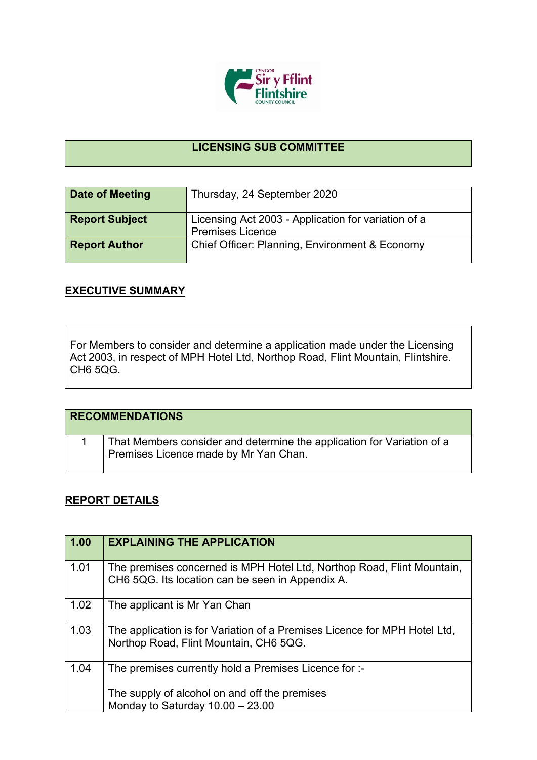# LICENSING SUB COMMITTEE

| Date of Meeting | Thursday, 24 September 2020 |
|---|---|
| Report Subject | Licensing Act 2003 - Application for variation of a Premises Licence |
| Report Author | Chief Officer: Planning, Environment & Economy |

## EXECUTIVE SUMMARY

For Members to consider and determine a application made under the Licensing Act 2003, in respect of MPH Hotel Ltd, Northop Road, Flint Mountain, Flintshire. CH6 5QG.

| RECOMMENDATIONS | |
|---|---|
| 1 | That Members consider and determine the application for Variation of a Premises Licence made by Mr Yan Chan. |

## REPORT DETAILS

| 1.00 | EXPLAINING THE APPLICATION |
|---|---|
| 1.01 | The premises concerned is MPH Hotel Ltd, Northop Road, Flint Mountain, CH6 5QG. Its location can be seen in Appendix A. |
| 1.02 | The applicant is Mr Yan Chan |
| 1.03 | The application is for Variation of a Premises Licence for MPH Hotel Ltd, Northop Road, Flint Mountain, CH6 5QG. |
| 1.04 | The premises currently hold a Premises Licence for :-<br><br>The supply of alcohol on and off the premises<br>Monday to Saturday 10.00 – 23.00 |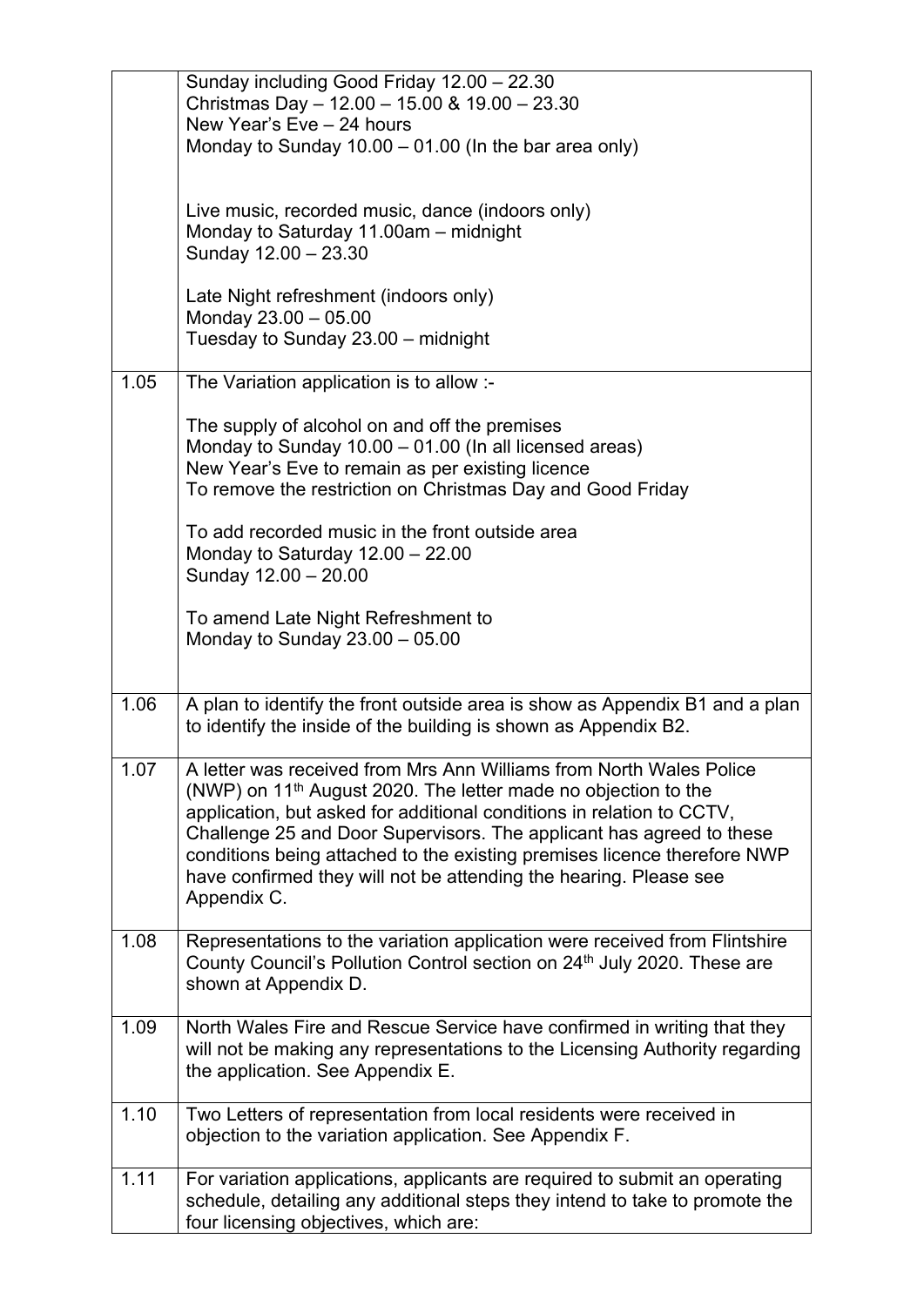| | |
|---|---|
| | Sunday including Good Friday 12.00 – 22.30<br>Christmas Day – 12.00 – 15.00 & 19.00 – 23.30<br>New Year's Eve – 24 hours<br>Monday to Sunday 10.00 – 01.00 (In the bar area only)<br><br>Live music, recorded music, dance (indoors only)<br>Monday to Saturday 11.00am – midnight<br>Sunday 12.00 – 23.30<br><br>Late Night refreshment (indoors only)<br>Monday 23.00 – 05.00<br>Tuesday to Sunday 23.00 – midnight |
| 1.05 | The Variation application is to allow :-<br><br>The supply of alcohol on and off the premises<br>Monday to Sunday 10.00 – 01.00 (In all licensed areas)<br>New Year's Eve to remain as per existing licence<br>To remove the restriction on Christmas Day and Good Friday<br><br>To add recorded music in the front outside area<br>Monday to Saturday 12.00 – 22.00<br>Sunday 12.00 – 20.00<br><br>To amend Late Night Refreshment to<br>Monday to Sunday 23.00 – 05.00 |
| 1.06 | A plan to identify the front outside area is show as Appendix B1 and a plan to identify the inside of the building is shown as Appendix B2. |
| 1.07 | A letter was received from Mrs Ann Williams from North Wales Police (NWP) on 11th August 2020. The letter made no objection to the application, but asked for additional conditions in relation to CCTV, Challenge 25 and Door Supervisors. The applicant has agreed to these conditions being attached to the existing premises licence therefore NWP have confirmed they will not be attending the hearing. Please see Appendix C. |
| 1.08 | Representations to the variation application were received from Flintshire County Council's Pollution Control section on 24th July 2020. These are shown at Appendix D. |
| 1.09 | North Wales Fire and Rescue Service have confirmed in writing that they will not be making any representations to the Licensing Authority regarding the application. See Appendix E. |
| 1.10 | Two Letters of representation from local residents were received in objection to the variation application. See Appendix F. |
| 1.11 | For variation applications, applicants are required to submit an operating schedule, detailing any additional steps they intend to take to promote the four licensing objectives, which are: |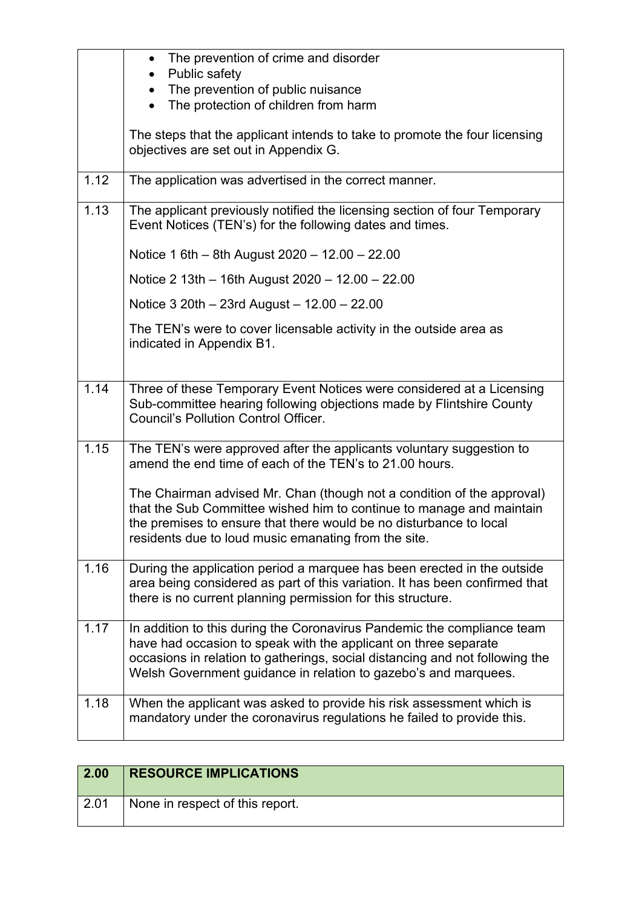| | |
|---|---|
| | • The prevention of crime and disorder<br>• Public safety<br>• The prevention of public nuisance<br>• The protection of children from harm<br><br>The steps that the applicant intends to take to promote the four licensing objectives are set out in Appendix G. |
| 1.12 | The application was advertised in the correct manner. |
| 1.13 | The applicant previously notified the licensing section of four Temporary Event Notices (TEN's) for the following dates and times.<br><br>Notice 1 6th – 8th August 2020 – 12.00 – 22.00<br><br>Notice 2 13th – 16th August 2020 – 12.00 – 22.00<br><br>Notice 3 20th – 23rd August – 12.00 – 22.00<br><br>The TEN's were to cover licensable activity in the outside area as indicated in Appendix B1. |
| 1.14 | Three of these Temporary Event Notices were considered at a Licensing Sub-committee hearing following objections made by Flintshire County Council's Pollution Control Officer. |
| 1.15 | The TEN's were approved after the applicants voluntary suggestion to amend the end time of each of the TEN's to 21.00 hours.<br><br>The Chairman advised Mr. Chan (though not a condition of the approval) that the Sub Committee wished him to continue to manage and maintain the premises to ensure that there would be no disturbance to local residents due to loud music emanating from the site. |
| 1.16 | During the application period a marquee has been erected in the outside area being considered as part of this variation. It has been confirmed that there is no current planning permission for this structure. |
| 1.17 | In addition to this during the Coronavirus Pandemic the compliance team have had occasion to speak with the applicant on three separate occasions in relation to gatherings, social distancing and not following the Welsh Government guidance in relation to gazebo's and marquees. |
| 1.18 | When the applicant was asked to provide his risk assessment which is mandatory under the coronavirus regulations he failed to provide this. |

| 2.00 | RESOURCE IMPLICATIONS |
|---|---|
| 2.01 | None in respect of this report. |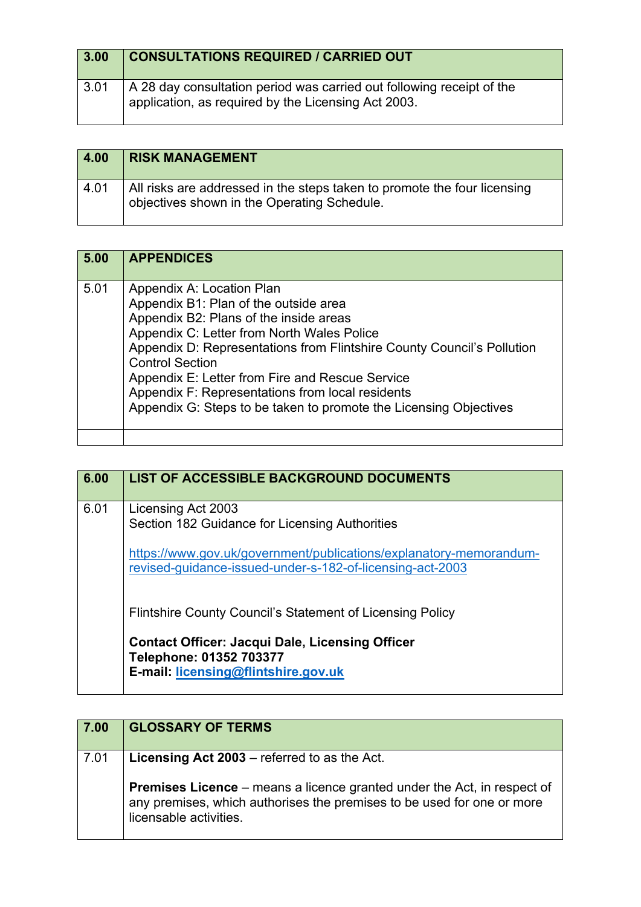| 3.00 | **CONSULTATIONS REQUIRED / CARRIED OUT** |
|---|---|
| 3.01 | A 28 day consultation period was carried out following receipt of the application, as required by the Licensing Act 2003. |

| 4.00 | **RISK MANAGEMENT** |
|---|---|
| 4.01 | All risks are addressed in the steps taken to promote the four licensing objectives shown in the Operating Schedule. |

| 5.00 | **APPENDICES** |
|---|---|
| 5.01 | Appendix A: Location Plan<br>Appendix B1: Plan of the outside area<br>Appendix B2: Plans of the inside areas<br>Appendix C: Letter from North Wales Police<br>Appendix D: Representations from Flintshire County Council's Pollution Control Section<br>Appendix E: Letter from Fire and Rescue Service<br>Appendix F: Representations from local residents<br>Appendix G: Steps to be taken to promote the Licensing Objectives |
| | |

| 6.00 | **LIST OF ACCESSIBLE BACKGROUND DOCUMENTS** |
|---|---|
| 6.01 | Licensing Act 2003<br>Section 182 Guidance for Licensing Authorities<br><br>https://www.gov.uk/government/publications/explanatory-memorandum-revised-guidance-issued-under-s-182-of-licensing-act-2003<br><br>Flintshire County Council's Statement of Licensing Policy<br><br>**Contact Officer: Jacqui Dale, Licensing Officer**<br>**Telephone: 01352 703377**<br>**E-mail: licensing@flintshire.gov.uk** |

| 7.00 | **GLOSSARY OF TERMS** |
|---|---|
| 7.01 | **Licensing Act 2003** – referred to as the Act.<br><br>**Premises Licence** – means a licence granted under the Act, in respect of any premises, which authorises the premises to be used for one or more licensable activities. |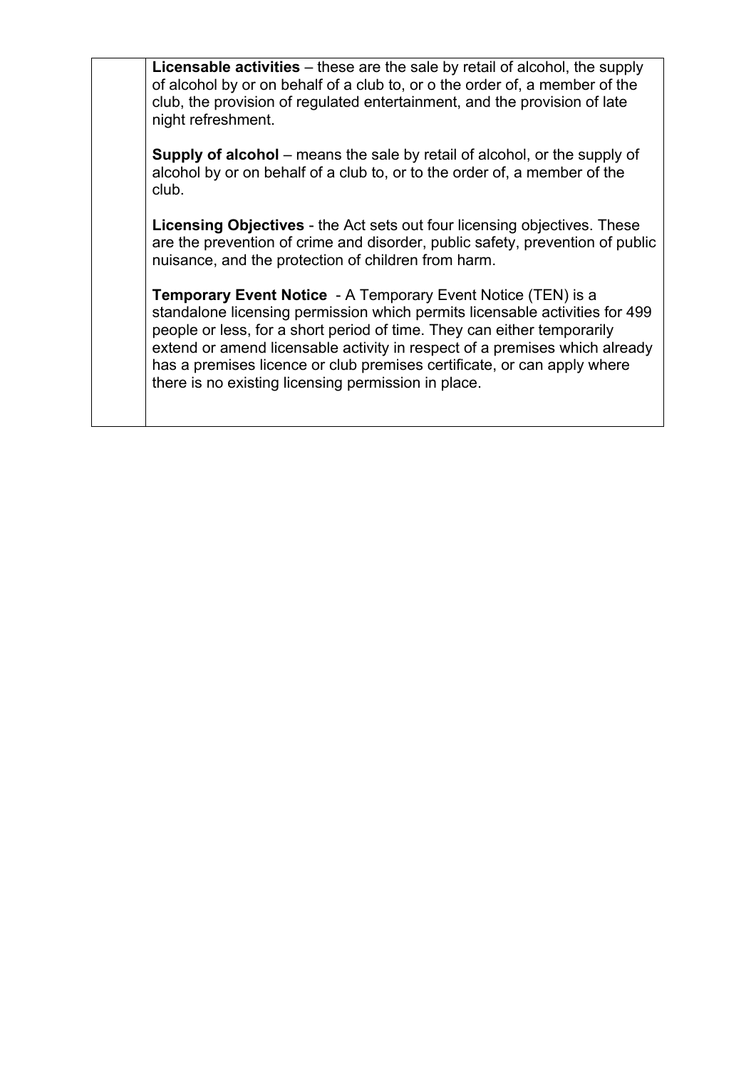**Licensable activities** – these are the sale by retail of alcohol, the supply of alcohol by or on behalf of a club to, or o the order of, a member of the club, the provision of regulated entertainment, and the provision of late night refreshment.

**Supply of alcohol** – means the sale by retail of alcohol, or the supply of alcohol by or on behalf of a club to, or to the order of, a member of the club.

**Licensing Objectives** - the Act sets out four licensing objectives. These are the prevention of crime and disorder, public safety, prevention of public nuisance, and the protection of children from harm.

**Temporary Event Notice** - A Temporary Event Notice (TEN) is a standalone licensing permission which permits licensable activities for 499 people or less, for a short period of time. They can either temporarily extend or amend licensable activity in respect of a premises which already has a premises licence or club premises certificate, or can apply where there is no existing licensing permission in place.